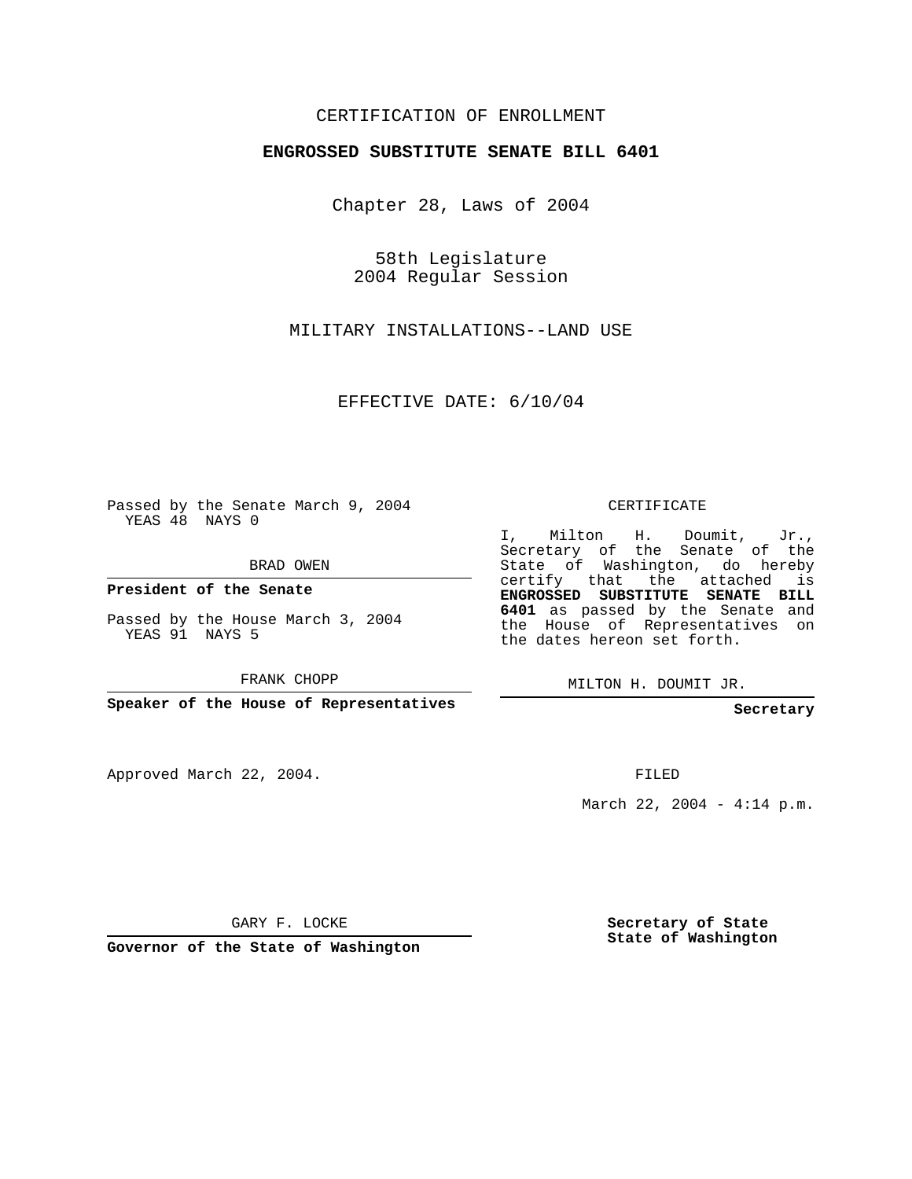CERTIFICATION OF ENROLLMENT

**ENGROSSED SUBSTITUTE SENATE BILL 6401**

Chapter 28, Laws of 2004

58th Legislature
2004 Regular Session

MILITARY INSTALLATIONS--LAND USE

EFFECTIVE DATE: 6/10/04

Passed by the Senate March 9, 2004
YEAS 48 NAYS 0

BRAD OWEN

**President of the Senate**

Passed by the House March 3, 2004
YEAS 91 NAYS 5

FRANK CHOPP

**Speaker of the House of Representatives**

Approved March 22, 2004.

GARY F. LOCKE

**Governor of the State of Washington**

CERTIFICATE

I, Milton H. Doumit, Jr., Secretary of the Senate of the State of Washington, do hereby certify that the attached is **ENGROSSED SUBSTITUTE SENATE BILL 6401** as passed by the Senate and the House of Representatives on the dates hereon set forth.

MILTON H. DOUMIT JR.

**Secretary**

FILED

March 22, 2004 - 4:14 p.m.

**Secretary of State
State of Washington**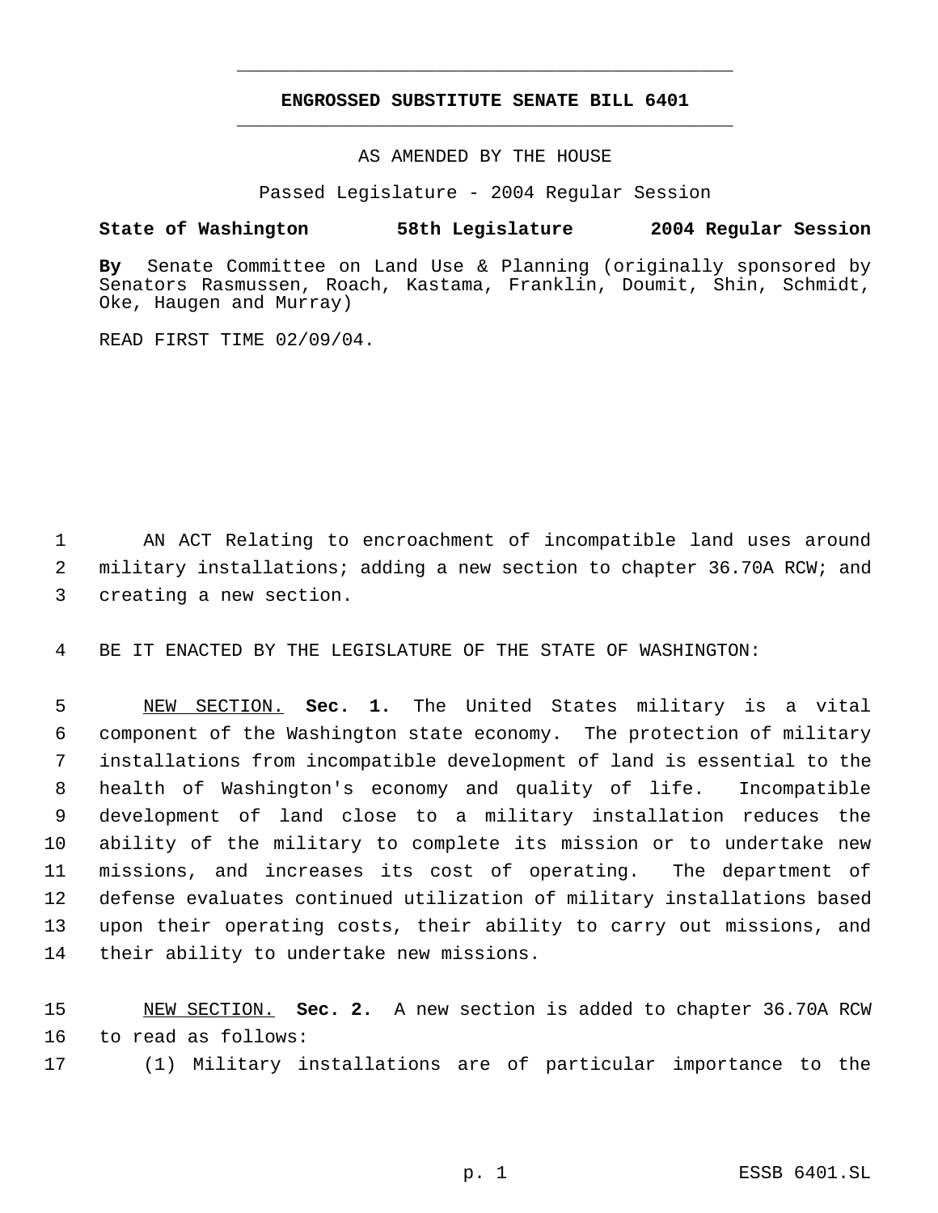**ENGROSSED SUBSTITUTE SENATE BILL 6401**

AS AMENDED BY THE HOUSE

Passed Legislature - 2004 Regular Session

**State of Washington 58th Legislature 2004 Regular Session**

**By** Senate Committee on Land Use & Planning (originally sponsored by Senators Rasmussen, Roach, Kastama, Franklin, Doumit, Shin, Schmidt, Oke, Haugen and Murray)

READ FIRST TIME 02/09/04.

AN ACT Relating to encroachment of incompatible land uses around military installations; adding a new section to chapter 36.70A RCW; and creating a new section.

BE IT ENACTED BY THE LEGISLATURE OF THE STATE OF WASHINGTON:

NEW SECTION. **Sec. 1.** The United States military is a vital component of the Washington state economy. The protection of military installations from incompatible development of land is essential to the health of Washington's economy and quality of life. Incompatible development of land close to a military installation reduces the ability of the military to complete its mission or to undertake new missions, and increases its cost of operating. The department of defense evaluates continued utilization of military installations based upon their operating costs, their ability to carry out missions, and their ability to undertake new missions.

NEW SECTION. **Sec. 2.** A new section is added to chapter 36.70A RCW to read as follows:

(1) Military installations are of particular importance to the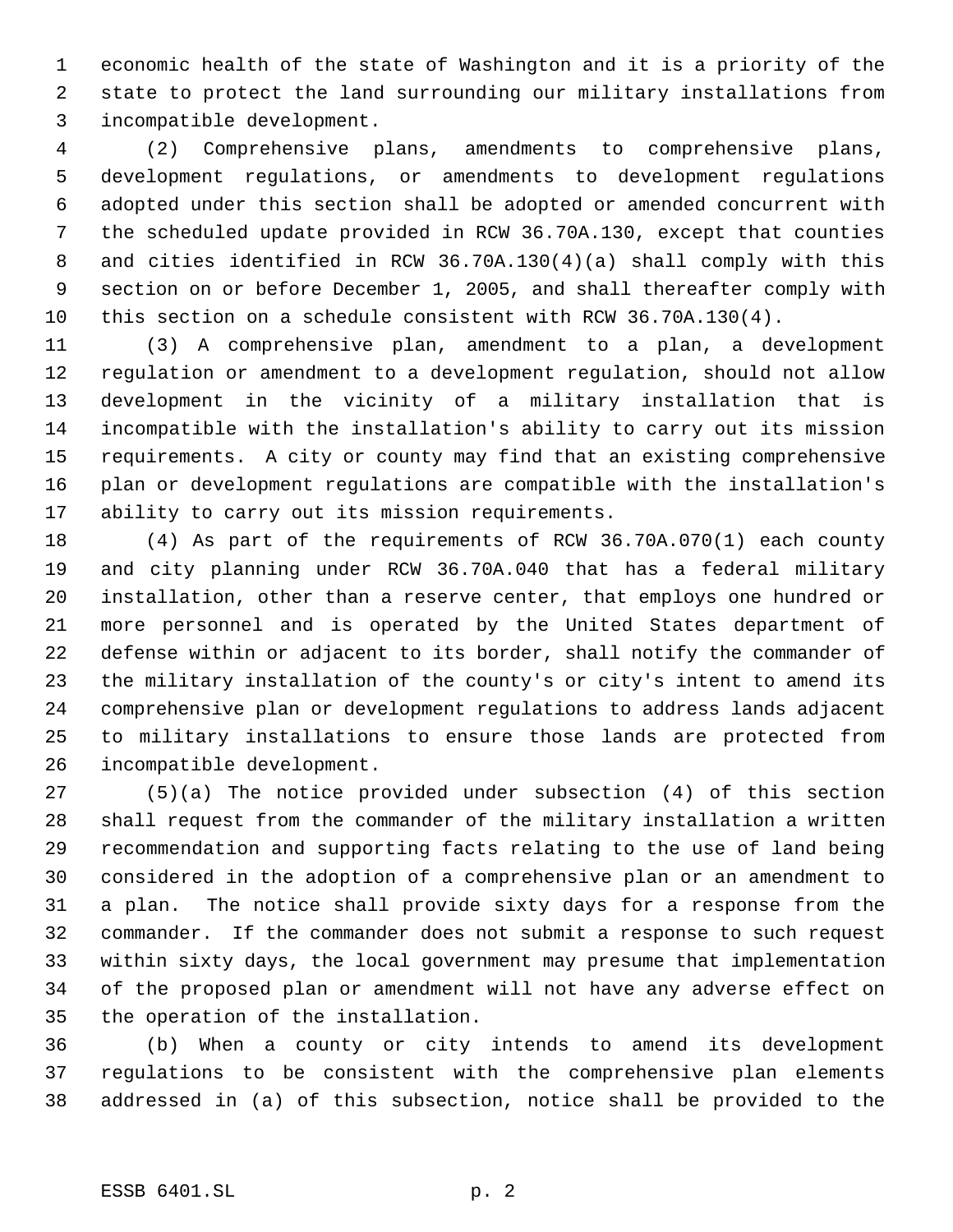economic health of the state of Washington and it is a priority of the state to protect the land surrounding our military installations from incompatible development.

(2) Comprehensive plans, amendments to comprehensive plans, development regulations, or amendments to development regulations adopted under this section shall be adopted or amended concurrent with the scheduled update provided in RCW 36.70A.130, except that counties and cities identified in RCW 36.70A.130(4)(a) shall comply with this section on or before December 1, 2005, and shall thereafter comply with this section on a schedule consistent with RCW 36.70A.130(4).

(3) A comprehensive plan, amendment to a plan, a development regulation or amendment to a development regulation, should not allow development in the vicinity of a military installation that is incompatible with the installation's ability to carry out its mission requirements. A city or county may find that an existing comprehensive plan or development regulations are compatible with the installation's ability to carry out its mission requirements.

(4) As part of the requirements of RCW 36.70A.070(1) each county and city planning under RCW 36.70A.040 that has a federal military installation, other than a reserve center, that employs one hundred or more personnel and is operated by the United States department of defense within or adjacent to its border, shall notify the commander of the military installation of the county's or city's intent to amend its comprehensive plan or development regulations to address lands adjacent to military installations to ensure those lands are protected from incompatible development.

(5)(a) The notice provided under subsection (4) of this section shall request from the commander of the military installation a written recommendation and supporting facts relating to the use of land being considered in the adoption of a comprehensive plan or an amendment to a plan. The notice shall provide sixty days for a response from the commander. If the commander does not submit a response to such request within sixty days, the local government may presume that implementation of the proposed plan or amendment will not have any adverse effect on the operation of the installation.

(b) When a county or city intends to amend its development regulations to be consistent with the comprehensive plan elements addressed in (a) of this subsection, notice shall be provided to the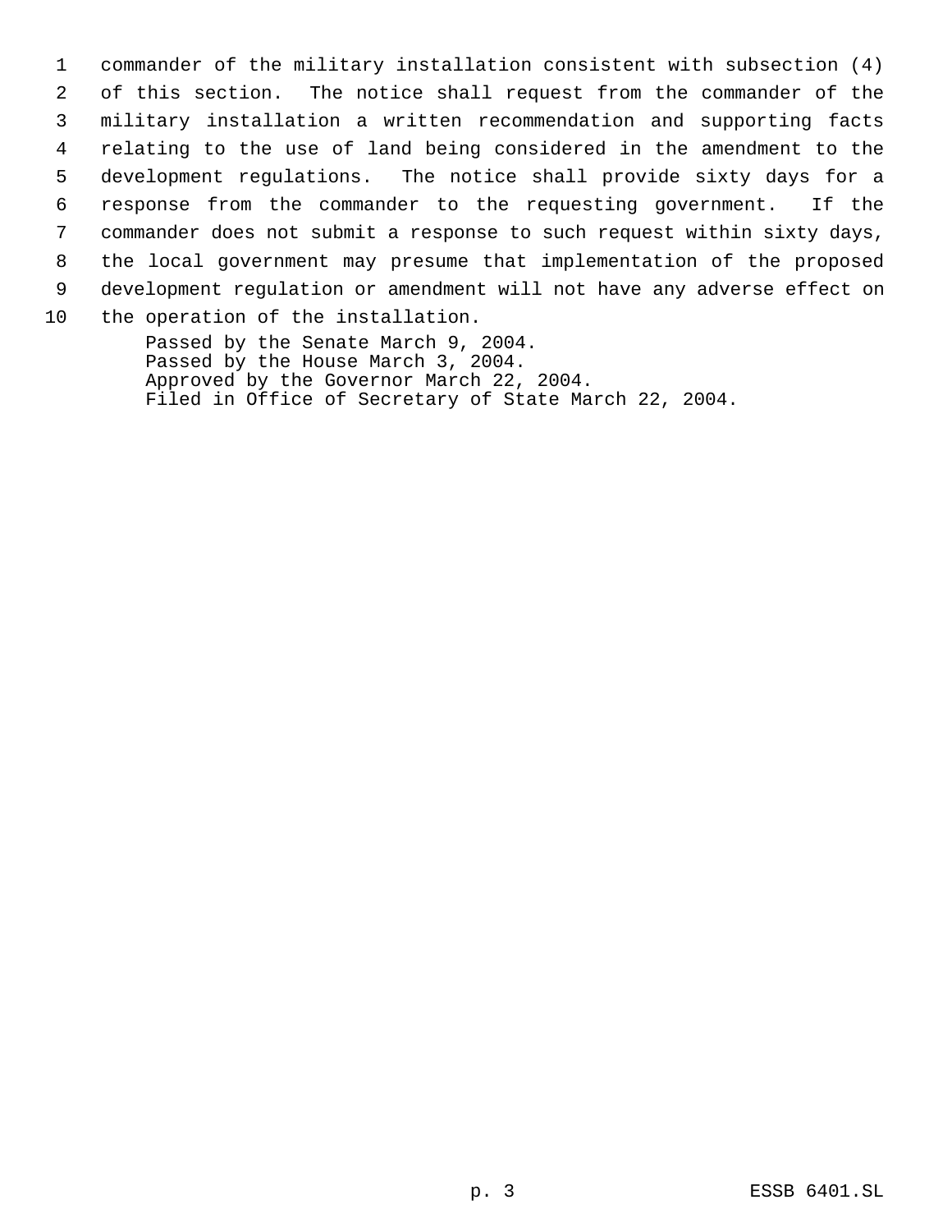commander of the military installation consistent with subsection (4) of this section. The notice shall request from the commander of the military installation a written recommendation and supporting facts relating to the use of land being considered in the amendment to the development regulations. The notice shall provide sixty days for a response from the commander to the requesting government. If the commander does not submit a response to such request within sixty days, the local government may presume that implementation of the proposed development regulation or amendment will not have any adverse effect on the operation of the installation.

Passed by the Senate March 9, 2004.
Passed by the House March 3, 2004.
Approved by the Governor March 22, 2004.
Filed in Office of Secretary of State March 22, 2004.